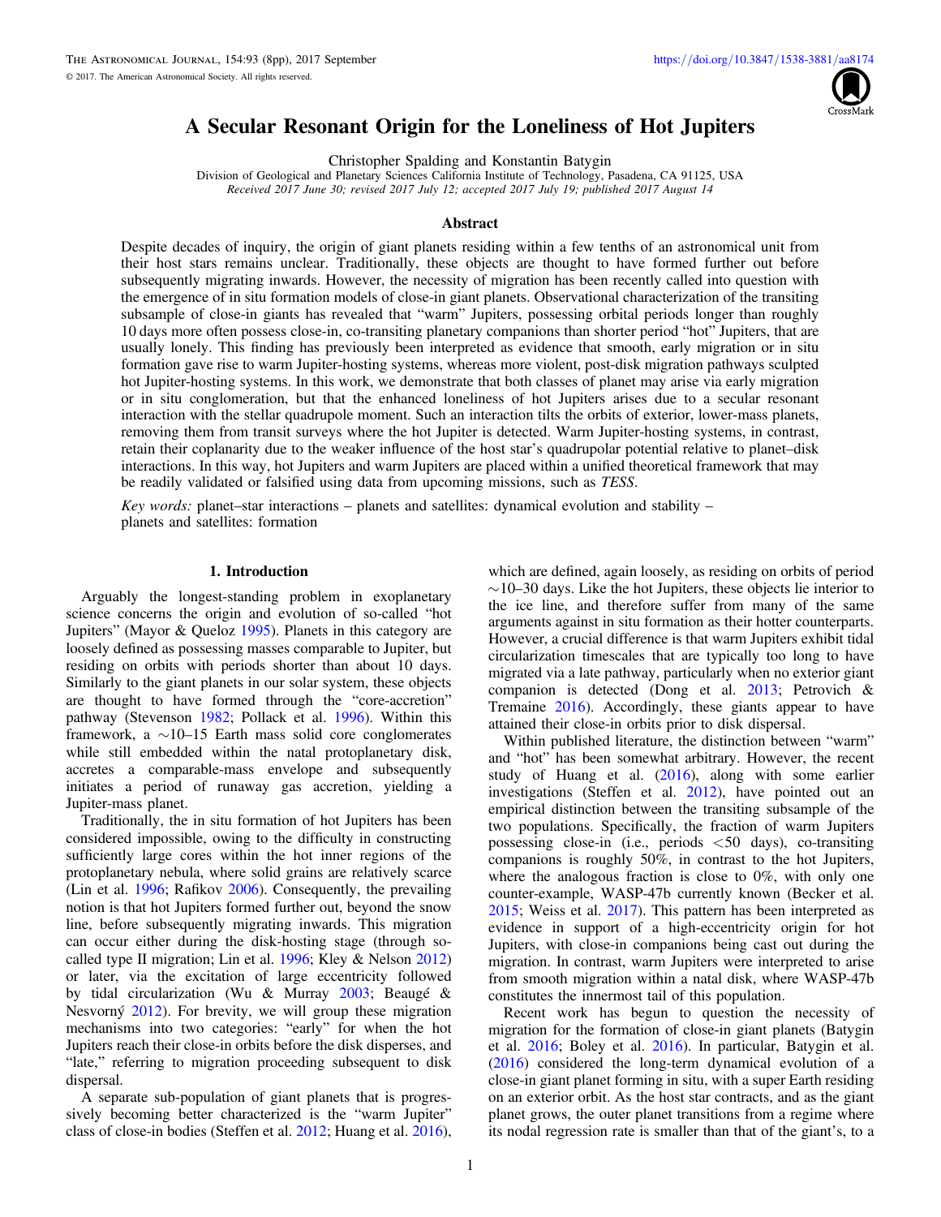# A Secular Resonant Origin for the Loneliness of Hot Jupiters

Christopher Spalding and Konstantin Batygin

Division of Geological and Planetary Sciences California Institute of Technology, Pasadena, CA 91125, USA

*Received 2017 June 30; revised 2017 July 12; accepted 2017 July 19; published 2017 August 14*

## Abstract

Despite decades of inquiry, the origin of giant planets residing within a few tenths of an astronomical unit from their host stars remains unclear. Traditionally, these objects are thought to have formed further out before subsequently migrating inwards. However, the necessity of migration has been recently called into question with the emergence of in situ formation models of close-in giant planets. Observational characterization of the transiting subsample of close-in giants has revealed that "warm" Jupiters, possessing orbital periods longer than roughly 10 days more often possess close-in, co-transiting planetary companions than shorter period "hot" Jupiters, that are usually lonely. This finding has previously been interpreted as evidence that smooth, early migration or in situ formation gave rise to warm Jupiter-hosting systems, whereas more violent, post-disk migration pathways sculpted hot Jupiter-hosting systems. In this work, we demonstrate that both classes of planet may arise via early migration or in situ conglomeration, but that the enhanced loneliness of hot Jupiters arises due to a secular resonant interaction with the stellar quadrupole moment. Such an interaction tilts the orbits of exterior, lower-mass planets, removing them from transit surveys where the hot Jupiter is detected. Warm Jupiter-hosting systems, in contrast, retain their coplanarity due to the weaker influence of the host star's quadrupolar potential relative to planet–disk interactions. In this way, hot Jupiters and warm Jupiters are placed within a unified theoretical framework that may be readily validated or falsified using data from upcoming missions, such as *TESS*.

*Key words:* planet–star interactions – planets and satellites: dynamical evolution and stability – planets and satellites: formation

## 1. Introduction

Arguably the longest-standing problem in exoplanetary science concerns the origin and evolution of so-called "hot Jupiters" (Mayor & Queloz 1995). Planets in this category are loosely defined as possessing masses comparable to Jupiter, but residing on orbits with periods shorter than about 10 days. Similarly to the giant planets in our solar system, these objects are thought to have formed through the "core-accretion" pathway (Stevenson 1982; Pollack et al. 1996). Within this framework, a $\sim$10–15 Earth mass solid core conglomerates while still embedded within the natal protoplanetary disk, accretes a comparable-mass envelope and subsequently initiates a period of runaway gas accretion, yielding a Jupiter-mass planet.

Traditionally, the in situ formation of hot Jupiters has been considered impossible, owing to the difficulty in constructing sufficiently large cores within the hot inner regions of the protoplanetary nebula, where solid grains are relatively scarce (Lin et al. 1996; Rafikov 2006). Consequently, the prevailing notion is that hot Jupiters formed further out, beyond the snow line, before subsequently migrating inwards. This migration can occur either during the disk-hosting stage (through so-called type II migration; Lin et al. 1996; Kley & Nelson 2012) or later, via the excitation of large eccentricity followed by tidal circularization (Wu & Murray 2003; Beaugé & Nesvorný 2012). For brevity, we will group these migration mechanisms into two categories: "early" for when the hot Jupiters reach their close-in orbits before the disk disperses, and "late," referring to migration proceeding subsequent to disk dispersal.

A separate sub-population of giant planets that is progressively becoming better characterized is the "warm Jupiter" class of close-in bodies (Steffen et al. 2012; Huang et al. 2016), which are defined, again loosely, as residing on orbits of period $\sim$10–30 days. Like the hot Jupiters, these objects lie interior to the ice line, and therefore suffer from many of the same arguments against in situ formation as their hotter counterparts. However, a crucial difference is that warm Jupiters exhibit tidal circularization timescales that are typically too long to have migrated via a late pathway, particularly when no exterior giant companion is detected (Dong et al. 2013; Petrovich & Tremaine 2016). Accordingly, these giants appear to have attained their close-in orbits prior to disk dispersal.

Within published literature, the distinction between "warm" and "hot" has been somewhat arbitrary. However, the recent study of Huang et al. (2016), along with some earlier investigations (Steffen et al. 2012), have pointed out an empirical distinction between the transiting subsample of the two populations. Specifically, the fraction of warm Jupiters possessing close-in (i.e., periods $<$50 days), co-transiting companions is roughly 50%, in contrast to the hot Jupiters, where the analogous fraction is close to 0%, with only one counter-example, WASP-47b currently known (Becker et al. 2015; Weiss et al. 2017). This pattern has been interpreted as evidence in support of a high-eccentricity origin for hot Jupiters, with close-in companions being cast out during the migration. In contrast, warm Jupiters were interpreted to arise from smooth migration within a natal disk, where WASP-47b constitutes the innermost tail of this population.

Recent work has begun to question the necessity of migration for the formation of close-in giant planets (Batygin et al. 2016; Boley et al. 2016). In particular, Batygin et al. (2016) considered the long-term dynamical evolution of a close-in giant planet forming in situ, with a super Earth residing on an exterior orbit. As the host star contracts, and as the giant planet grows, the outer planet transitions from a regime where its nodal regression rate is smaller than that of the giant's, to a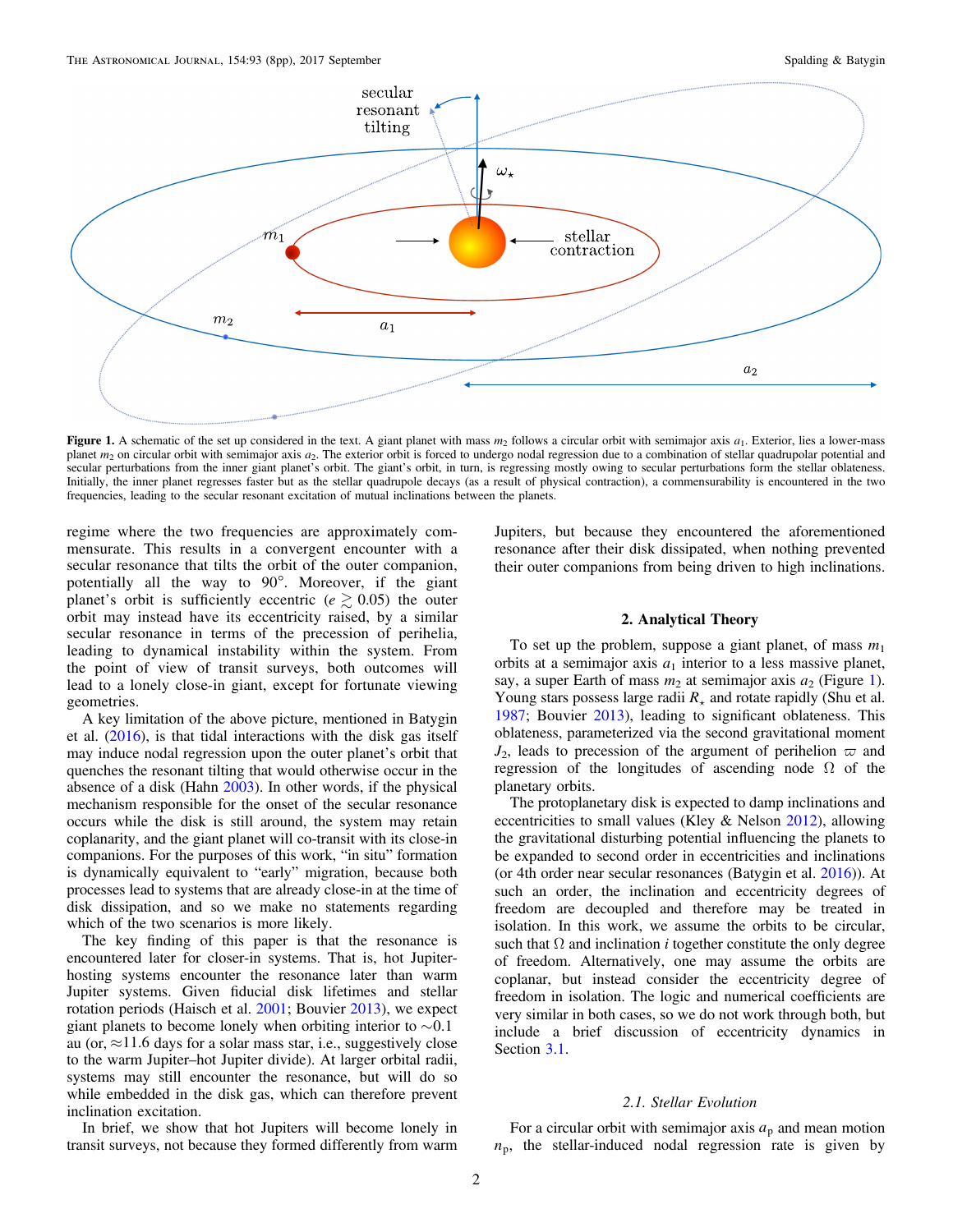secular
resonant
tilting

$\omega_\star$

$m_1$

stellar
contraction

$m_2$

$a_1$

$a_2$

**Figure 1.** A schematic of the set up considered in the text. A giant planet with mass $m_2$ follows a circular orbit with semimajor axis $a_1$. Exterior, lies a lower-mass planet $m_2$ on circular orbit with semimajor axis $a_2$. The exterior orbit is forced to undergo nodal regression due to a combination of stellar quadrupolar potential and secular perturbations from the inner giant planet's orbit. The giant's orbit, in turn, is regressing mostly owing to secular perturbations form the stellar oblateness. Initially, the inner planet regresses faster but as the stellar quadrupole decays (as a result of physical contraction), a commensurability is encountered in the two frequencies, leading to the secular resonant excitation of mutual inclinations between the planets.

regime where the two frequencies are approximately commensurate. This results in a convergent encounter with a secular resonance that tilts the orbit of the outer companion, potentially all the way to 90°. Moreover, if the giant planet's orbit is sufficiently eccentric ($e \gtrsim 0.05$) the outer orbit may instead have its eccentricity raised, by a similar secular resonance in terms of the precession of perihelia, leading to dynamical instability within the system. From the point of view of transit surveys, both outcomes will lead to a lonely close-in giant, except for fortunate viewing geometries.

A key limitation of the above picture, mentioned in Batygin et al. (2016), is that tidal interactions with the disk gas itself may induce nodal regression upon the outer planet's orbit that quenches the resonant tilting that would otherwise occur in the absence of a disk (Hahn 2003). In other words, if the physical mechanism responsible for the onset of the secular resonance occurs while the disk is still around, the system may retain coplanarity, and the giant planet will co-transit with its close-in companions. For the purposes of this work, "in situ" formation is dynamically equivalent to "early" migration, because both processes lead to systems that are already close-in at the time of disk dissipation, and so we make no statements regarding which of the two scenarios is more likely.

The key finding of this paper is that the resonance is encountered later for closer-in systems. That is, hot Jupiter-hosting systems encounter the resonance later than warm Jupiter systems. Given fiducial disk lifetimes and stellar rotation periods (Haisch et al. 2001; Bouvier 2013), we expect giant planets to become lonely when orbiting interior to ~0.1 au (or, ≈11.6 days for a solar mass star, i.e., suggestively close to the warm Jupiter–hot Jupiter divide). At larger orbital radii, systems may still encounter the resonance, but will do so while embedded in the disk gas, which can therefore prevent inclination excitation.

In brief, we show that hot Jupiters will become lonely in transit surveys, not because they formed differently from warm Jupiters, but because they encountered the aforementioned resonance after their disk dissipated, when nothing prevented their outer companions from being driven to high inclinations.

## 2. Analytical Theory

To set up the problem, suppose a giant planet, of mass $m_1$ orbits at a semimajor axis $a_1$ interior to a less massive planet, say, a super Earth of mass $m_2$ at semimajor axis $a_2$ (Figure 1). Young stars possess large radii $R_\star$ and rotate rapidly (Shu et al. 1987; Bouvier 2013), leading to significant oblateness. This oblateness, parameterized via the second gravitational moment $J_2$, leads to precession of the argument of perihelion $\varpi$ and regression of the longitudes of ascending node $\Omega$ of the planetary orbits.

The protoplanetary disk is expected to damp inclinations and eccentricities to small values (Kley & Nelson 2012), allowing the gravitational disturbing potential influencing the planets to be expanded to second order in eccentricities and inclinations (or 4th order near secular resonances (Batygin et al. 2016)). At such an order, the inclination and eccentricity degrees of freedom are decoupled and therefore may be treated in isolation. In this work, we assume the orbits to be circular, such that $\Omega$ and inclination $i$ together constitute the only degree of freedom. Alternatively, one may assume the orbits are coplanar, but instead consider the eccentricity degree of freedom in isolation. The logic and numerical coefficients are very similar in both cases, so we do not work through both, but include a brief discussion of eccentricity dynamics in Section 3.1.

### 2.1. Stellar Evolution

For a circular orbit with semimajor axis $a_\mathrm{p}$ and mean motion $n_\mathrm{p}$, the stellar-induced nodal regression rate is given by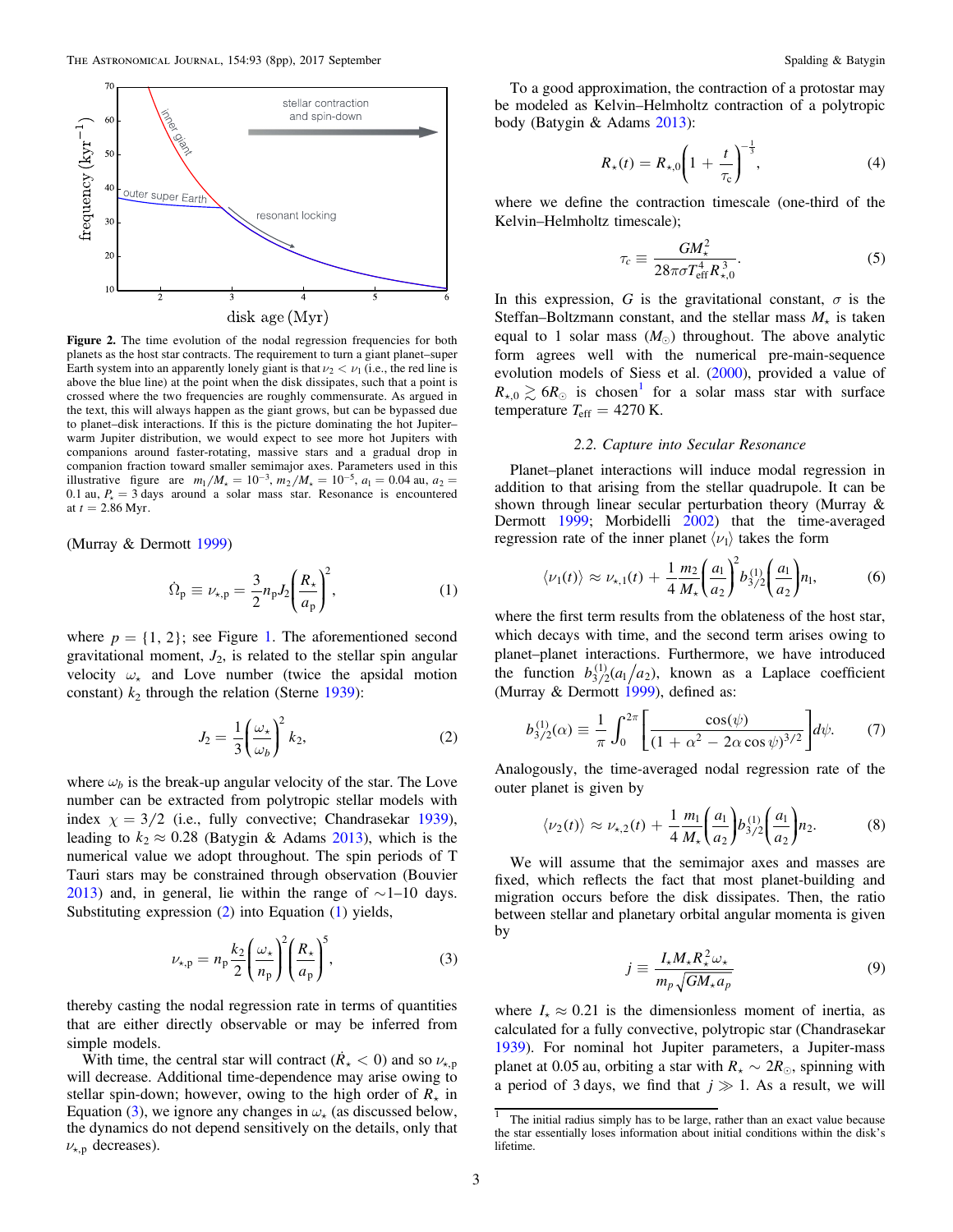Figure 2. The time evolution of the nodal regression frequencies for both planets as the host star contracts. The requirement to turn a giant planet–super Earth system into an apparently lonely giant is that $\nu_2 < \nu_1$ (i.e., the red line is above the blue line) at the point when the disk dissipates, such that a point is crossed where the two frequencies are roughly commensurate. As argued in the text, this will always happen as the giant grows, but can be bypassed due to planet–disk interactions. If this is the picture dominating the hot Jupiter–warm Jupiter distribution, we would expect to see more hot Jupiters with companions around faster-rotating, massive stars and a gradual drop in companion fraction toward smaller semimajor axes. Parameters used in this illustrative figure are $m_1/M_\star = 10^{-3}$, $m_2/M_\star = 10^{-5}$, $a_1 = 0.04$ au, $a_2 = 0.1$ au, $P_\star = 3$ days around a solar mass star. Resonance is encountered at $t = 2.86$ Myr.

(Murray & Dermott 1999)

$$\dot{\Omega}_{\rm p} \equiv \nu_{\star,{\rm p}} = \frac{3}{2} n_{\rm p} J_2 \left(\frac{R_\star}{a_{\rm p}}\right)^2, \tag{1}$$

where $p = \{1, 2\}$; see Figure 1. The aforementioned second gravitational moment, $J_2$, is related to the stellar spin angular velocity $\omega_\star$ and Love number (twice the apsidal motion constant) $k_2$ through the relation (Sterne 1939):

$$J_2 = \frac{1}{3}\left(\frac{\omega_\star}{\omega_b}\right)^2 k_2, \tag{2}$$

where $\omega_b$ is the break-up angular velocity of the star. The Love number can be extracted from polytropic stellar models with index $\chi = 3/2$ (i.e., fully convective; Chandrasekar 1939), leading to $k_2 \approx 0.28$ (Batygin & Adams 2013), which is the numerical value we adopt throughout. The spin periods of T Tauri stars may be constrained through observation (Bouvier 2013) and, in general, lie within the range of $\sim$1–10 days. Substituting expression (2) into Equation (1) yields,

$$\nu_{\star,{\rm p}} = n_{\rm p}\frac{k_2}{2}\left(\frac{\omega_\star}{n_{\rm p}}\right)^2\left(\frac{R_\star}{a_{\rm p}}\right)^5, \tag{3}$$

thereby casting the nodal regression rate in terms of quantities that are either directly observable or may be inferred from simple models.

With time, the central star will contract ($\dot{R}_\star < 0$) and so $\nu_{\star,{\rm p}}$ will decrease. Additional time-dependence may arise owing to stellar spin-down; however, owing to the high order of $R_\star$ in Equation (3), we ignore any changes in $\omega_\star$ (as discussed below, the dynamics do not depend sensitively on the details, only that $\nu_{\star,{\rm p}}$ decreases).

To a good approximation, the contraction of a protostar may be modeled as Kelvin–Helmholtz contraction of a polytropic body (Batygin & Adams 2013):

$$R_\star(t) = R_{\star,0}\left(1 + \frac{t}{\tau_{\rm c}}\right)^{-\frac{1}{3}}, \tag{4}$$

where we define the contraction timescale (one-third of the Kelvin–Helmholtz timescale);

$$\tau_c \equiv \frac{GM_\star^2}{28\pi\sigma T_{\rm eff}^4 R_{\star,0}^3}. \tag{5}$$

In this expression, $G$ is the gravitational constant, $\sigma$ is the Steffan–Boltzmann constant, and the stellar mass $M_\star$ is taken equal to 1 solar mass ($M_\odot$) throughout. The above analytic form agrees well with the numerical pre-main-sequence evolution models of Siess et al. (2000), provided a value of $R_{\star,0} \gtrsim 6R_\odot$ is chosen[1] for a solar mass star with surface temperature $T_{\rm eff} = 4270$ K.

### 2.2. Capture into Secular Resonance

Planet–planet interactions will induce modal regression in addition to that arising from the stellar quadrupole. It can be shown through linear secular perturbation theory (Murray & Dermott 1999; Morbidelli 2002) that the time-averaged regression rate of the inner planet $\langle\nu_1\rangle$ takes the form

$$\langle\nu_1(t)\rangle \approx \nu_{\star,1}(t) + \frac{1}{4}\frac{m_2}{M_\star}\left(\frac{a_1}{a_2}\right)^2 b_{3/2}^{(1)}\left(\frac{a_1}{a_2}\right)n_1, \tag{6}$$

where the first term results from the oblateness of the host star, which decays with time, and the second term arises owing to planet–planet interactions. Furthermore, we have introduced the function $b_{3/2}^{(1)}(a_1/a_2)$, known as a Laplace coefficient (Murray & Dermott 1999), defined as:

$$b_{3/2}^{(1)}(\alpha) \equiv \frac{1}{\pi}\int_0^{2\pi}\left[\frac{\cos(\psi)}{(1+\alpha^2 - 2\alpha\cos\psi)^{3/2}}\right]d\psi. \tag{7}$$

Analogously, the time-averaged nodal regression rate of the outer planet is given by

$$\langle\nu_2(t)\rangle \approx \nu_{\star,2}(t) + \frac{1}{4}\frac{m_1}{M_\star}\left(\frac{a_1}{a_2}\right) b_{3/2}^{(1)}\left(\frac{a_1}{a_2}\right)n_2. \tag{8}$$

We will assume that the semimajor axes and masses are fixed, which reflects the fact that most planet-building and migration occurs before the disk dissipates. Then, the ratio between stellar and planetary orbital angular momenta is given by

$$j \equiv \frac{I_\star M_\star R_\star^2 \omega_\star}{m_p\sqrt{GM_\star a_p}} \tag{9}$$

where $I_\star \approx 0.21$ is the dimensionless moment of inertia, as calculated for a fully convective, polytropic star (Chandrasekar 1939). For nominal hot Jupiter parameters, a Jupiter-mass planet at 0.05 au, orbiting a star with $R_\star \sim 2R_\odot$, spinning with a period of 3 days, we find that $j \gg 1$. As a result, we will

[1] The initial radius simply has to be large, rather than an exact value because the star essentially loses information about initial conditions within the disk's lifetime.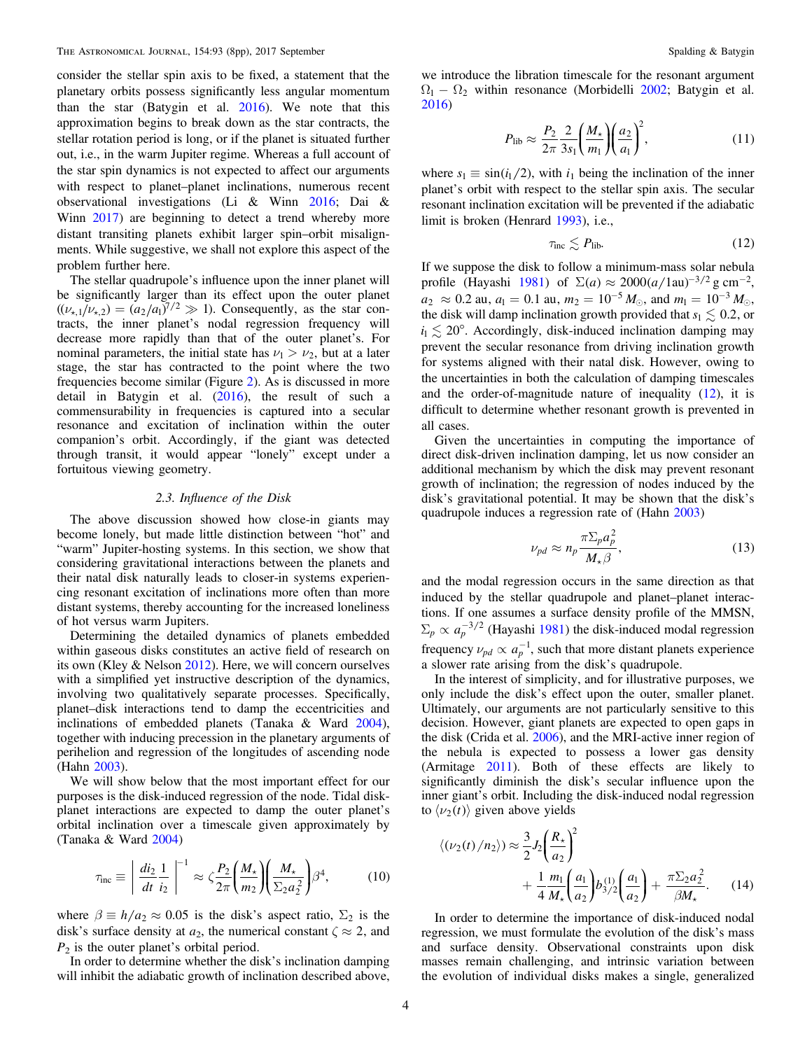consider the stellar spin axis to be fixed, a statement that the planetary orbits possess significantly less angular momentum than the star (Batygin et al. 2016). We note that this approximation begins to break down as the star contracts, the stellar rotation period is long, or if the planet is situated further out, i.e., in the warm Jupiter regime. Whereas a full account of the star spin dynamics is not expected to affect our arguments with respect to planet–planet inclinations, numerous recent observational investigations (Li & Winn 2016; Dai & Winn 2017) are beginning to detect a trend whereby more distant transiting planets exhibit larger spin–orbit misalignments. While suggestive, we shall not explore this aspect of the problem further here.

The stellar quadrupole's influence upon the inner planet will be significantly larger than its effect upon the outer planet ($(\nu_{\star,1}/\nu_{\star,2}) = (a_2/a_1)^{7/2} \gg 1$). Consequently, as the star contracts, the inner planet's nodal regression frequency will decrease more rapidly than that of the outer planet's. For nominal parameters, the initial state has $\nu_1 > \nu_2$, but at a later stage, the star has contracted to the point where the two frequencies become similar (Figure 2). As is discussed in more detail in Batygin et al. (2016), the result of such a commensurability in frequencies is captured into a secular resonance and excitation of inclination within the outer companion's orbit. Accordingly, if the giant was detected through transit, it would appear "lonely" except under a fortuitous viewing geometry.

### 2.3. Influence of the Disk

The above discussion showed how close-in giants may become lonely, but made little distinction between "hot" and "warm" Jupiter-hosting systems. In this section, we show that considering gravitational interactions between the planets and their natal disk naturally leads to closer-in systems experiencing resonant excitation of inclinations more often than more distant systems, thereby accounting for the increased loneliness of hot versus warm Jupiters.

Determining the detailed dynamics of planets embedded within gaseous disks constitutes an active field of research on its own (Kley & Nelson 2012). Here, we will concern ourselves with a simplified yet instructive description of the dynamics, involving two qualitatively separate processes. Specifically, planet–disk interactions tend to damp the eccentricities and inclinations of embedded planets (Tanaka & Ward 2004), together with inducing precession in the planetary arguments of perihelion and regression of the longitudes of ascending node (Hahn 2003).

We will show below that the most important effect for our purposes is the disk-induced regression of the node. Tidal disk-planet interactions are expected to damp the outer planet's orbital inclination over a timescale given approximately by (Tanaka & Ward 2004)

$$\tau_{\rm inc} \equiv \left| \frac{di_2}{dt}\frac{1}{i_2} \right|^{-1} \approx \zeta \frac{P_2}{2\pi}\left(\frac{M_\star}{m_2}\right)\left(\frac{M_\star}{\Sigma_2 a_2^2}\right)\beta^4, \tag{10}$$

where $\beta \equiv h/a_2 \approx 0.05$ is the disk's aspect ratio, $\Sigma_2$ is the disk's surface density at $a_2$, the numerical constant $\zeta \approx 2$, and $P_2$ is the outer planet's orbital period.

In order to determine whether the disk's inclination damping will inhibit the adiabatic growth of inclination described above, we introduce the libration timescale for the resonant argument $\Omega_1 - \Omega_2$ within resonance (Morbidelli 2002; Batygin et al. 2016)

$$P_{\rm lib} \approx \frac{P_2}{2\pi}\frac{2}{3s_1}\left(\frac{M_\star}{m_1}\right)\left(\frac{a_2}{a_1}\right)^2, \tag{11}$$

where $s_1 \equiv \sin(i_1/2)$, with $i_1$ being the inclination of the inner planet's orbit with respect to the stellar spin axis. The secular resonant inclination excitation will be prevented if the adiabatic limit is broken (Henrard 1993), i.e.,

$$\tau_{\rm inc} \lesssim P_{\rm lib}. \tag{12}$$

If we suppose the disk to follow a minimum-mass solar nebula profile (Hayashi 1981) of $\Sigma(a) \approx 2000(a/1\,\text{au})^{-3/2}\,\text{g cm}^{-2}$, $a_2 \approx 0.2$ au, $a_1 = 0.1$ au, $m_2 = 10^{-5}\,M_\odot$, and $m_1 = 10^{-3}\,M_\odot$, the disk will damp inclination growth provided that $s_1 \lesssim 0.2$, or $i_1 \lesssim 20°$. Accordingly, disk-induced inclination damping may prevent the secular resonance from driving inclination growth for systems aligned with their natal disk. However, owing to the uncertainties in both the calculation of damping timescales and the order-of-magnitude nature of inequality (12), it is difficult to determine whether resonant growth is prevented in all cases.

Given the uncertainties in computing the importance of direct disk-driven inclination damping, let us now consider an additional mechanism by which the disk may prevent resonant growth of inclination; the regression of nodes induced by the disk's gravitational potential. It may be shown that the disk's quadrupole induces a regression rate of (Hahn 2003)

$$\nu_{pd} \approx n_p \frac{\pi \Sigma_p a_p^2}{M_\star \beta}, \tag{13}$$

and the modal regression occurs in the same direction as that induced by the stellar quadrupole and planet–planet interactions. If one assumes a surface density profile of the MMSN, $\Sigma_p \propto a_p^{-3/2}$ (Hayashi 1981) the disk-induced modal regression frequency $\nu_{pd} \propto a_p^{-1}$, such that more distant planets experience a slower rate arising from the disk's quadrupole.

In the interest of simplicity, and for illustrative purposes, we only include the disk's effect upon the outer, smaller planet. Ultimately, our arguments are not particularly sensitive to this decision. However, giant planets are expected to open gaps in the disk (Crida et al. 2006), and the MRI-active inner region of the nebula is expected to possess a lower gas density (Armitage 2011). Both of these effects are likely to significantly diminish the disk's secular influence upon the inner giant's orbit. Including the disk-induced nodal regression to $\langle \nu_2(t) \rangle$ given above yields

$$\langle(\nu_2(t)/n_2)\rangle \approx \frac{3}{2}J_2\left(\frac{R_\star}{a_2}\right)^2 + \frac{1}{4}\frac{m_1}{M_\star}\left(\frac{a_1}{a_2}\right)b_{3/2}^{(1)}\left(\frac{a_1}{a_2}\right) + \frac{\pi\Sigma_2 a_2^2}{\beta M_\star}. \tag{14}$$

In order to determine the importance of disk-induced nodal regression, we must formulate the evolution of the disk's mass and surface density. Observational constraints upon disk masses remain challenging, and intrinsic variation between the evolution of individual disks makes a single, generalized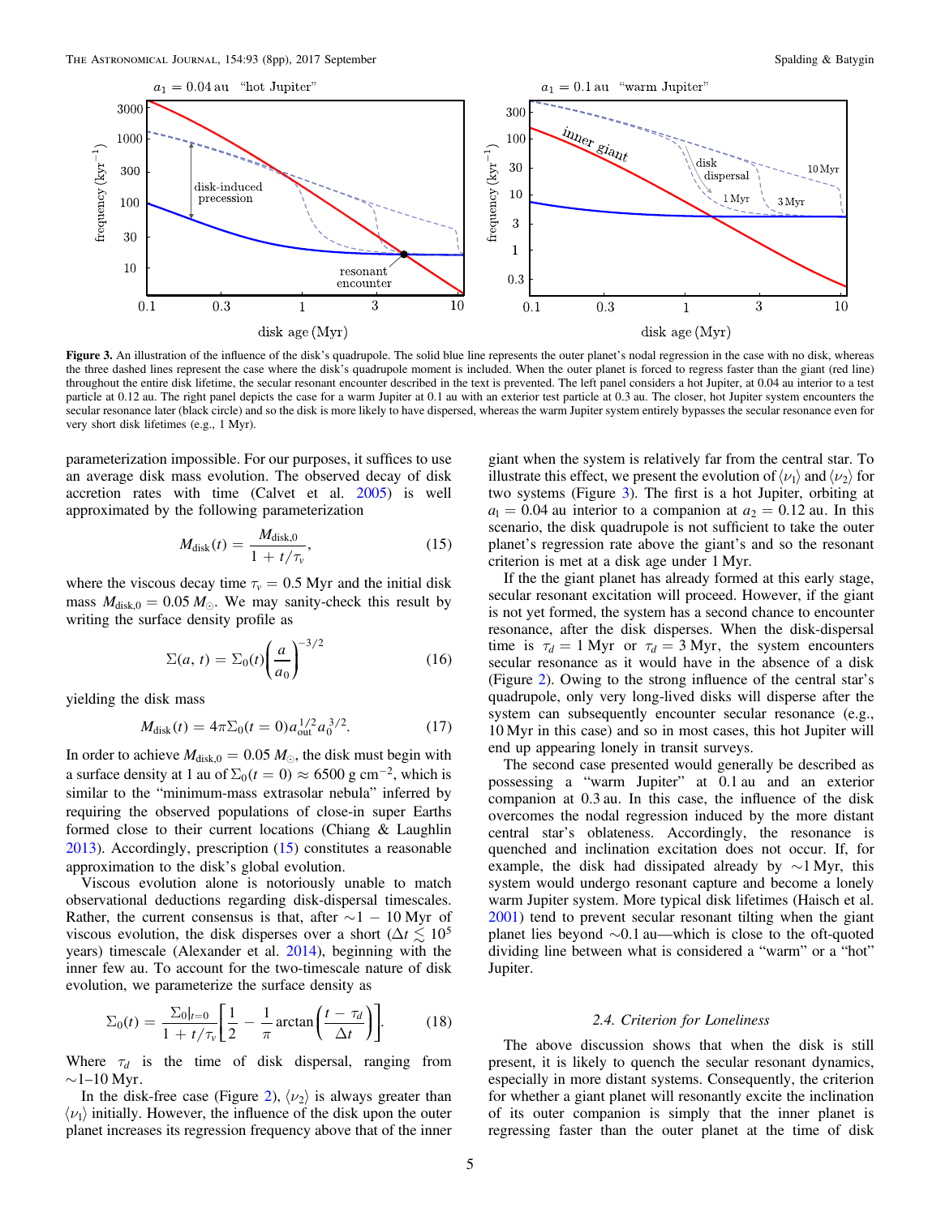Figure 3. An illustration of the influence of the disk's quadrupole. The solid blue line represents the outer planet's nodal regression in the case with no disk, whereas the three dashed lines represent the case where the disk's quadrupole moment is included. When the outer planet is forced to regress faster than the giant (red line) throughout the entire disk lifetime, the secular resonant encounter described in the text is prevented. The left panel considers a hot Jupiter, at 0.04 au interior to a test particle at 0.12 au. The right panel depicts the case for a warm Jupiter at 0.1 au with an exterior test particle at 0.3 au. The closer, hot Jupiter system encounters the secular resonance later (black circle) and so the disk is more likely to have dispersed, whereas the warm Jupiter system entirely bypasses the secular resonance even for very short disk lifetimes (e.g., 1 Myr).

parameterization impossible. For our purposes, it suffices to use an average disk mass evolution. The observed decay of disk accretion rates with time (Calvet et al. 2005) is well approximated by the following parameterization

$$M_{\rm disk}(t) = \frac{M_{\rm disk,0}}{1 + t/\tau_v}, \tag{15}$$

where the viscous decay time $\tau_v = 0.5$ Myr and the initial disk mass $M_{\rm disk,0} = 0.05\,M_\odot$. We may sanity-check this result by writing the surface density profile as

$$\Sigma(a, t) = \Sigma_0(t)\left(\frac{a}{a_0}\right)^{-3/2} \tag{16}$$

yielding the disk mass

$$M_{\rm disk}(t) = 4\pi\Sigma_0(t = 0)\,a_{\rm out}^{1/2}\,a_0^{3/2}. \tag{17}$$

In order to achieve $M_{\rm disk,0} = 0.05\,M_\odot$, the disk must begin with a surface density at 1 au of $\Sigma_0(t = 0) \approx 6500$ g cm$^{-2}$, which is similar to the "minimum-mass extrasolar nebula" inferred by requiring the observed populations of close-in super Earths formed close to their current locations (Chiang & Laughlin 2013). Accordingly, prescription (15) constitutes a reasonable approximation to the disk's global evolution.

Viscous evolution alone is notoriously unable to match observational deductions regarding disk-dispersal timescales. Rather, the current consensus is that, after $\sim$1 − 10 Myr of viscous evolution, the disk disperses over a short ($\Delta t \lesssim 10^5$ years) timescale (Alexander et al. 2014), beginning with the inner few au. To account for the two-timescale nature of disk evolution, we parameterize the surface density as

$$\Sigma_0(t) = \frac{\Sigma_0|_{t=0}}{1 + t/\tau_v}\left[\frac{1}{2} - \frac{1}{\pi}\arctan\left(\frac{t - \tau_d}{\Delta t}\right)\right]. \tag{18}$$

Where $\tau_d$ is the time of disk dispersal, ranging from $\sim$1–10 Myr.

In the disk-free case (Figure 2), $\langle \nu_2 \rangle$ is always greater than $\langle \nu_1 \rangle$ initially. However, the influence of the disk upon the outer planet increases its regression frequency above that of the inner giant when the system is relatively far from the central star. To illustrate this effect, we present the evolution of $\langle \nu_1 \rangle$ and $\langle \nu_2 \rangle$ for two systems (Figure 3). The first is a hot Jupiter, orbiting at $a_1 = 0.04$ au interior to a companion at $a_2 = 0.12$ au. In this scenario, the disk quadrupole is not sufficient to take the outer planet's regression rate above the giant's and so the resonant criterion is met at a disk age under 1 Myr.

If the the giant planet has already formed at this early stage, secular resonant excitation will proceed. However, if the giant is not yet formed, the system has a second chance to encounter resonance, after the disk disperses. When the disk-dispersal time is $\tau_d = 1$ Myr or $\tau_d = 3$ Myr, the system encounters secular resonance as it would have in the absence of a disk (Figure 2). Owing to the strong influence of the central star's quadrupole, only very long-lived disks will disperse after the system can subsequently encounter secular resonance (e.g., 10 Myr in this case) and so in most cases, this hot Jupiter will end up appearing lonely in transit surveys.

The second case presented would generally be described as possessing a "warm Jupiter" at 0.1 au and an exterior companion at 0.3 au. In this case, the influence of the disk overcomes the nodal regression induced by the more distant central star's oblateness. Accordingly, the resonance is quenched and inclination excitation does not occur. If, for example, the disk had dissipated already by $\sim$1 Myr, this system would undergo resonant capture and become a lonely warm Jupiter system. More typical disk lifetimes (Haisch et al. 2001) tend to prevent secular resonant tilting when the giant planet lies beyond $\sim$0.1 au—which is close to the oft-quoted dividing line between what is considered a "warm" or a "hot" Jupiter.

### 2.4. Criterion for Loneliness

The above discussion shows that when the disk is still present, it is likely to quench the secular resonant dynamics, especially in more distant systems. Consequently, the criterion for whether a giant planet will resonantly excite the inclination of its outer companion is simply that the inner planet is regressing faster than the outer planet at the time of disk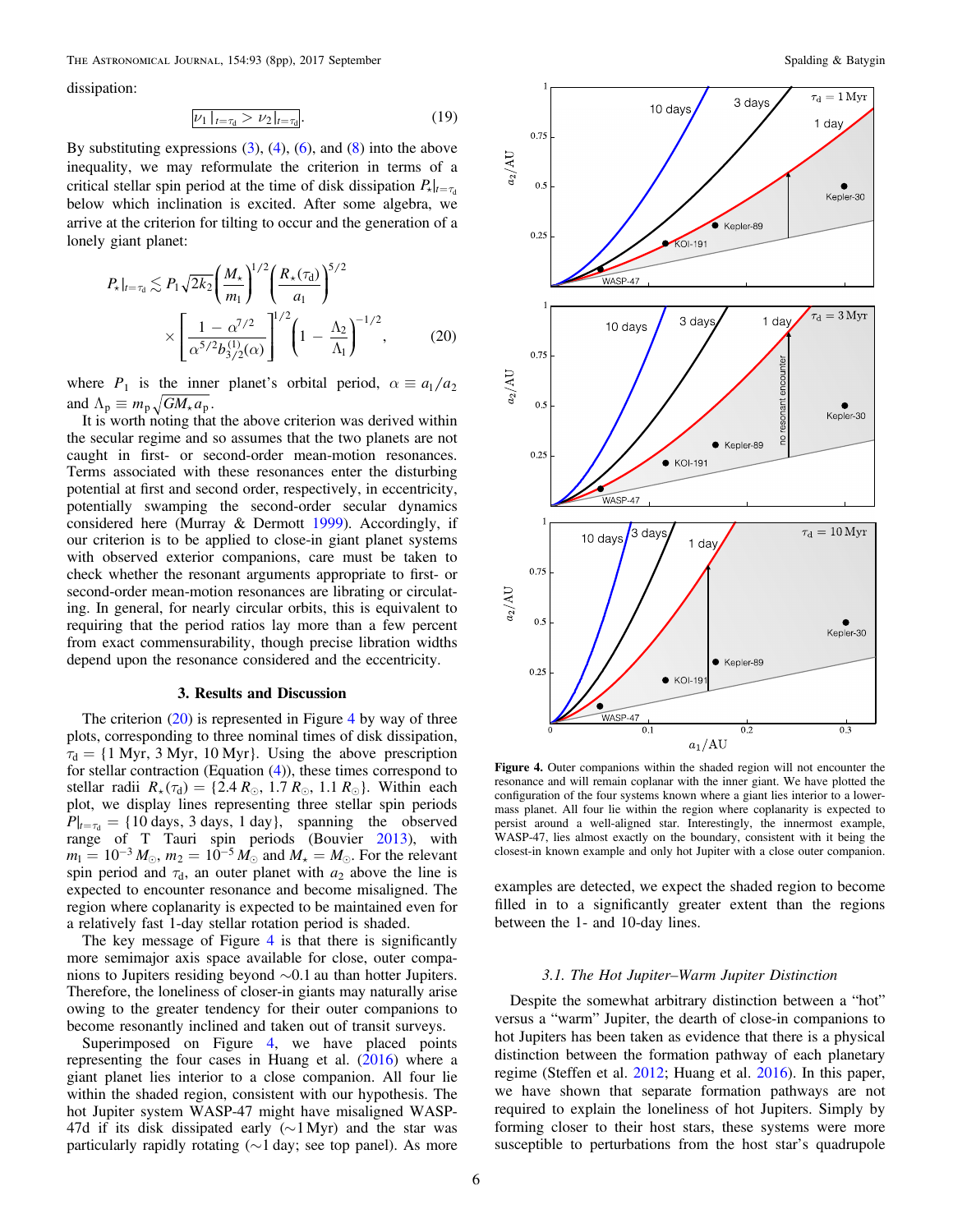dissipation:

$$\boxed{\nu_1|_{t=\tau_d} > \nu_2|_{t=\tau_d}}. \tag{19}$$

By substituting expressions (3), (4), (6), and (8) into the above inequality, we may reformulate the criterion in terms of a critical stellar spin period at the time of disk dissipation $P_\star|_{t=\tau_d}$ below which inclination is excited. After some algebra, we arrive at the criterion for tilting to occur and the generation of a lonely giant planet:

$$P_\star|_{t=\tau_d} \lesssim P_1\sqrt{2k_2}\left(\frac{M_\star}{m_1}\right)^{1/2}\left(\frac{R_\star(\tau_d)}{a_1}\right)^{5/2} \times \left[\frac{1-\alpha^{7/2}}{\alpha^{5/2}b_{3/2}^{(1)}(\alpha)}\right]^{1/2}\left(1-\frac{\Lambda_2}{\Lambda_1}\right)^{-1/2}, \tag{20}$$

where $P_1$ is the inner planet's orbital period, $\alpha \equiv a_1/a_2$ and $\Lambda_p \equiv m_p\sqrt{GM_\star a_p}$.

It is worth noting that the above criterion was derived within the secular regime and so assumes that the two planets are not caught in first- or second-order mean-motion resonances. Terms associated with these resonances enter the disturbing potential at first and second order, respectively, in eccentricity, potentially swamping the second-order secular dynamics considered here (Murray & Dermott 1999). Accordingly, if our criterion is to be applied to close-in giant planet systems with observed exterior companions, care must be taken to check whether the resonant arguments appropriate to first- or second-order mean-motion resonances are librating or circulating. In general, for nearly circular orbits, this is equivalent to requiring that the period ratios lay more than a few percent from exact commensurability, though precise libration widths depend upon the resonance considered and the eccentricity.

## 3. Results and Discussion

The criterion (20) is represented in Figure 4 by way of three plots, corresponding to three nominal times of disk dissipation, $\tau_d = \{1\text{ Myr}, 3\text{ Myr}, 10\text{ Myr}\}$. Using the above prescription for stellar contraction (Equation (4)), these times correspond to stellar radii $R_\star(\tau_d) = \{2.4\,R_\odot, 1.7\,R_\odot, 1.1\,R_\odot\}$. Within each plot, we display lines representing three stellar spin periods $P|_{t=\tau_d} = \{10\text{ days}, 3\text{ days}, 1\text{ day}\}$, spanning the observed range of T Tauri spin periods (Bouvier 2013), with $m_1 = 10^{-3}\,M_\odot$, $m_2 = 10^{-5}\,M_\odot$ and $M_\star = M_\odot$. For the relevant spin period and $\tau_d$, an outer planet with $a_2$ above the line is expected to encounter resonance and become misaligned. The region where coplanarity is expected to be maintained even for a relatively fast 1-day stellar rotation period is shaded.

The key message of Figure 4 is that there is significantly more semimajor axis space available for close, outer companions to Jupiters residing beyond ~0.1 au than hotter Jupiters. Therefore, the loneliness of closer-in giants may naturally arise owing to the greater tendency for their outer companions to become resonantly inclined and taken out of transit surveys.

Superimposed on Figure 4, we have placed points representing the four cases in Huang et al. (2016) where a giant planet lies interior to a close companion. All four lie within the shaded region, consistent with our hypothesis. The hot Jupiter system WASP-47 might have misaligned WASP-47d if its disk dissipated early (~1 Myr) and the star was particularly rapidly rotating (~1 day; see top panel). As more examples are detected, we expect the shaded region to become filled in to a significantly greater extent than the regions between the 1- and 10-day lines.

**Figure 4.** Outer companions within the shaded region will not encounter the resonance and will remain coplanar with the inner giant. We have plotted the configuration of the four systems known where a giant lies interior to a lower-mass planet. All four lie within the region where coplanarity is expected to persist around a well-aligned star. Interestingly, the innermost example, WASP-47, lies almost exactly on the boundary, consistent with it being the closest-in known example and only hot Jupiter with a close outer companion.

### 3.1. The Hot Jupiter–Warm Jupiter Distinction

Despite the somewhat arbitrary distinction between a "hot" versus a "warm" Jupiter, the dearth of close-in companions to hot Jupiters has been taken as evidence that there is a physical distinction between the formation pathway of each planetary regime (Steffen et al. 2012; Huang et al. 2016). In this paper, we have shown that separate formation pathways are not required to explain the loneliness of hot Jupiters. Simply by forming closer to their host stars, these systems were more susceptible to perturbations from the host star's quadrupole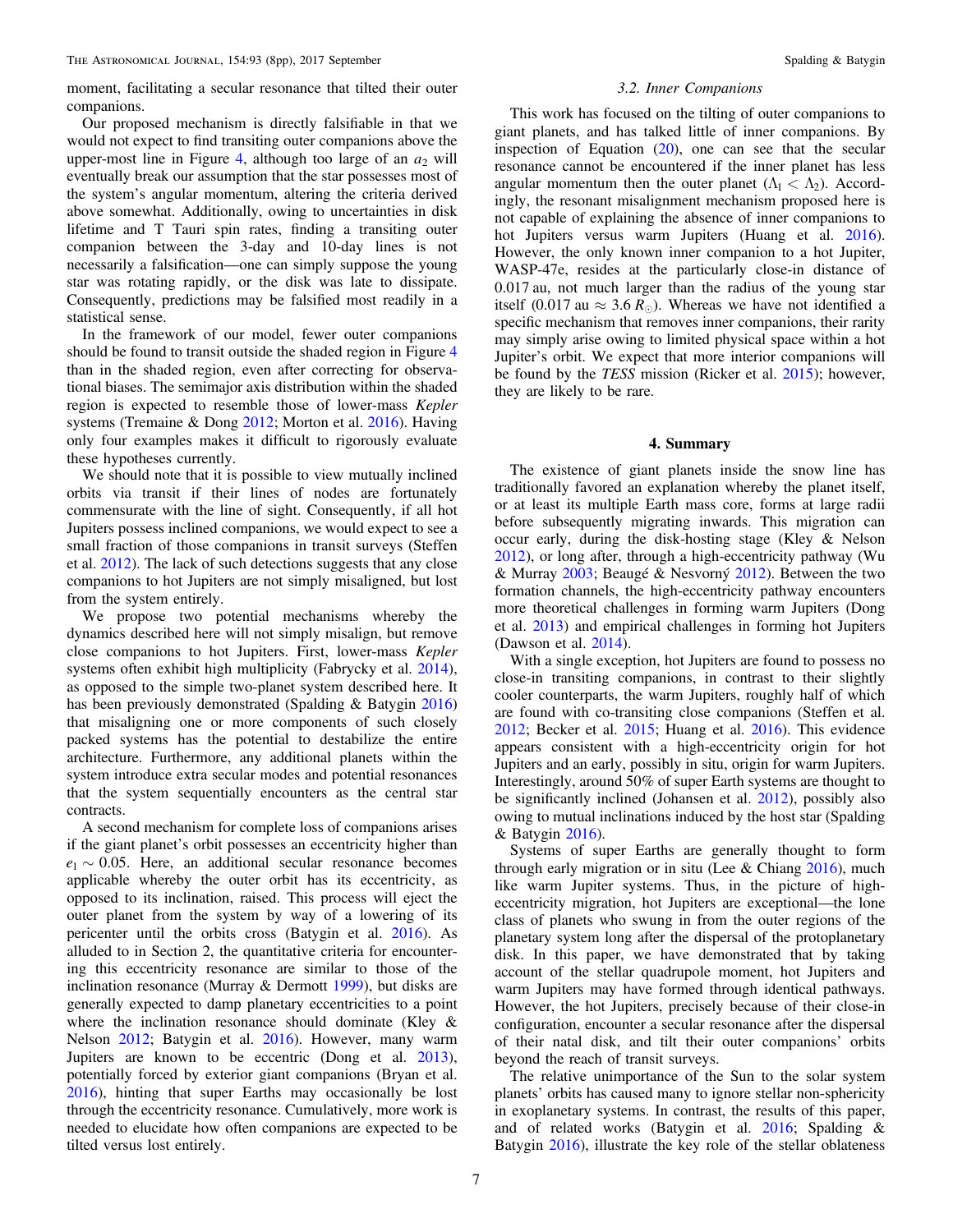moment, facilitating a secular resonance that tilted their outer companions.

Our proposed mechanism is directly falsifiable in that we would not expect to find transiting outer companions above the upper-most line in Figure 4, although too large of an $a_2$ will eventually break our assumption that the star possesses most of the system's angular momentum, altering the criteria derived above somewhat. Additionally, owing to uncertainties in disk lifetime and T Tauri spin rates, finding a transiting outer companion between the 3-day and 10-day lines is not necessarily a falsification—one can simply suppose the young star was rotating rapidly, or the disk was late to dissipate. Consequently, predictions may be falsified most readily in a statistical sense.

In the framework of our model, fewer outer companions should be found to transit outside the shaded region in Figure 4 than in the shaded region, even after correcting for observational biases. The semimajor axis distribution within the shaded region is expected to resemble those of lower-mass *Kepler* systems (Tremaine & Dong 2012; Morton et al. 2016). Having only four examples makes it difficult to rigorously evaluate these hypotheses currently.

We should note that it is possible to view mutually inclined orbits via transit if their lines of nodes are fortunately commensurate with the line of sight. Consequently, if all hot Jupiters possess inclined companions, we would expect to see a small fraction of those companions in transit surveys (Steffen et al. 2012). The lack of such detections suggests that any close companions to hot Jupiters are not simply misaligned, but lost from the system entirely.

We propose two potential mechanisms whereby the dynamics described here will not simply misalign, but remove close companions to hot Jupiters. First, lower-mass *Kepler* systems often exhibit high multiplicity (Fabrycky et al. 2014), as opposed to the simple two-planet system described here. It has been previously demonstrated (Spalding & Batygin 2016) that misaligning one or more components of such closely packed systems has the potential to destabilize the entire architecture. Furthermore, any additional planets within the system introduce extra secular modes and potential resonances that the system sequentially encounters as the central star contracts.

A second mechanism for complete loss of companions arises if the giant planet's orbit possesses an eccentricity higher than $e_1 \sim 0.05$. Here, an additional secular resonance becomes applicable whereby the outer orbit has its eccentricity, as opposed to its inclination, raised. This process will eject the outer planet from the system by way of a lowering of its pericenter until the orbits cross (Batygin et al. 2016). As alluded to in Section 2, the quantitative criteria for encountering this eccentricity resonance are similar to those of the inclination resonance (Murray & Dermott 1999), but disks are generally expected to damp planetary eccentricities to a point where the inclination resonance should dominate (Kley & Nelson 2012; Batygin et al. 2016). However, many warm Jupiters are known to be eccentric (Dong et al. 2013), potentially forced by exterior giant companions (Bryan et al. 2016), hinting that super Earths may occasionally be lost through the eccentricity resonance. Cumulatively, more work is needed to elucidate how often companions are expected to be tilted versus lost entirely.

### 3.2. Inner Companions

This work has focused on the tilting of outer companions to giant planets, and has talked little of inner companions. By inspection of Equation (20), one can see that the secular resonance cannot be encountered if the inner planet has less angular momentum then the outer planet ($\Lambda_1 < \Lambda_2$). Accordingly, the resonant misalignment mechanism proposed here is not capable of explaining the absence of inner companions to hot Jupiters versus warm Jupiters (Huang et al. 2016). However, the only known inner companion to a hot Jupiter, WASP-47e, resides at the particularly close-in distance of 0.017 au, not much larger than the radius of the young star itself (0.017 au $\approx 3.6\,R_{\odot}$). Whereas we have not identified a specific mechanism that removes inner companions, their rarity may simply arise owing to limited physical space within a hot Jupiter's orbit. We expect that more interior companions will be found by the *TESS* mission (Ricker et al. 2015); however, they are likely to be rare.

## 4. Summary

The existence of giant planets inside the snow line has traditionally favored an explanation whereby the planet itself, or at least its multiple Earth mass core, forms at large radii before subsequently migrating inwards. This migration can occur early, during the disk-hosting stage (Kley & Nelson 2012), or long after, through a high-eccentricity pathway (Wu & Murray 2003; Beaugé & Nesvorný 2012). Between the two formation channels, the high-eccentricity pathway encounters more theoretical challenges in forming warm Jupiters (Dong et al. 2013) and empirical challenges in forming hot Jupiters (Dawson et al. 2014).

With a single exception, hot Jupiters are found to possess no close-in transiting companions, in contrast to their slightly cooler counterparts, the warm Jupiters, roughly half of which are found with co-transiting close companions (Steffen et al. 2012; Becker et al. 2015; Huang et al. 2016). This evidence appears consistent with a high-eccentricity origin for hot Jupiters and an early, possibly in situ, origin for warm Jupiters. Interestingly, around 50% of super Earth systems are thought to be significantly inclined (Johansen et al. 2012), possibly also owing to mutual inclinations induced by the host star (Spalding & Batygin 2016).

Systems of super Earths are generally thought to form through early migration or in situ (Lee & Chiang 2016), much like warm Jupiter systems. Thus, in the picture of high-eccentricity migration, hot Jupiters are exceptional—the lone class of planets who swung in from the outer regions of the planetary system long after the dispersal of the protoplanetary disk. In this paper, we have demonstrated that by taking account of the stellar quadrupole moment, hot Jupiters and warm Jupiters may have formed through identical pathways. However, the hot Jupiters, precisely because of their close-in configuration, encounter a secular resonance after the dispersal of their natal disk, and tilt their outer companions' orbits beyond the reach of transit surveys.

The relative unimportance of the Sun to the solar system planets' orbits has caused many to ignore stellar non-sphericity in exoplanetary systems. In contrast, the results of this paper, and of related works (Batygin et al. 2016; Spalding & Batygin 2016), illustrate the key role of the stellar oblateness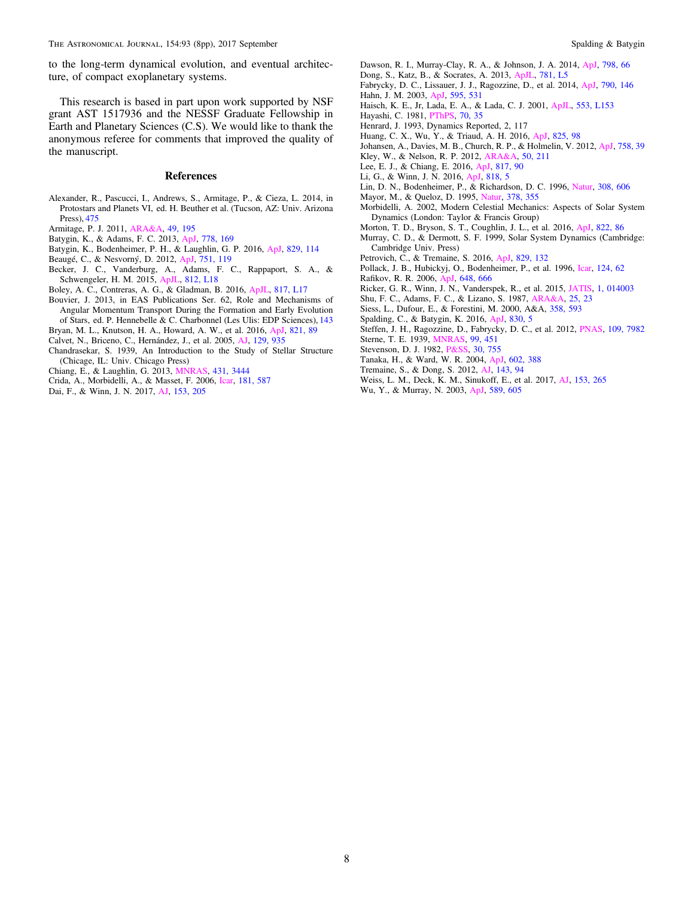to the long-term dynamical evolution, and eventual architecture, of compact exoplanetary systems.

This research is based in part upon work supported by NSF grant AST 1517936 and the NESSF Graduate Fellowship in Earth and Planetary Sciences (C.S). We would like to thank the anonymous referee for comments that improved the quality of the manuscript.

## References

Alexander, R., Pascucci, I., Andrews, S., Armitage, P., & Cieza, L. 2014, in Protostars and Planets VI, ed. H. Beuther et al. (Tucson, AZ: Univ. Arizona Press), 475

Armitage, P. J. 2011, ARA&A, 49, 195

Batygin, K., & Adams, F. C. 2013, ApJ, 778, 169

Batygin, K., Bodenheimer, P. H., & Laughlin, G. P. 2016, ApJ, 829, 114

Beaugé, C., & Nesvorný, D. 2012, ApJ, 751, 119

Becker, J. C., Vanderburg, A., Adams, F. C., Rappaport, S. A., & Schwengeler, H. M. 2015, ApJL, 812, L18

Boley, A. C., Contreras, A. G., & Gladman, B. 2016, ApJL, 817, L17

Bouvier, J. 2013, in EAS Publications Ser. 62, Role and Mechanisms of Angular Momentum Transport During the Formation and Early Evolution of Stars, ed. P. Hennebelle & C. Charbonnel (Les Ulis: EDP Sciences), 143

Bryan, M. L., Knutson, H. A., Howard, A. W., et al. 2016, ApJ, 821, 89

Calvet, N., Briceno, C., Hernández, J., et al. 2005, AJ, 129, 935

Chandrasekar, S. 1939, An Introduction to the Study of Stellar Structure (Chicage, IL: Univ. Chicago Press)

Chiang, E., & Laughlin, G. 2013, MNRAS, 431, 3444

Crida, A., Morbidelli, A., & Masset, F. 2006, Icar, 181, 587

Dai, F., & Winn, J. N. 2017, AJ, 153, 205

Dawson, R. I., Murray-Clay, R. A., & Johnson, J. A. 2014, ApJ, 798, 66

Dong, S., Katz, B., & Socrates, A. 2013, ApJL, 781, L5

Fabrycky, D. C., Lissauer, J. J., Ragozzine, D., et al. 2014, ApJ, 790, 146

Hahn, J. M. 2003, ApJ, 595, 531

Haisch, K. E., Jr, Lada, E. A., & Lada, C. J. 2001, ApJL, 553, L153

Hayashi, C. 1981, PThPS, 70, 35

Henrard, J. 1993, Dynamics Reported, 2, 117

Huang, C. X., Wu, Y., & Triaud, A. H. 2016, ApJ, 825, 98

Johansen, A., Davies, M. B., Church, R. P., & Holmelin, V. 2012, ApJ, 758, 39

Kley, W., & Nelson, R. P. 2012, ARA&A, 50, 211

Lee, E. J., & Chiang, E. 2016, ApJ, 817, 90

Li, G., & Winn, J. N. 2016, ApJ, 818, 5

Lin, D. N., Bodenheimer, P., & Richardson, D. C. 1996, Natur, 308, 606

Mayor, M., & Queloz, D. 1995, Natur, 378, 355

Morbidelli, A. 2002, Modern Celestial Mechanics: Aspects of Solar System Dynamics (London: Taylor & Francis Group)

Morton, T. D., Bryson, S. T., Coughlin, J. L., et al. 2016, ApJ, 822, 86

Murray, C. D., & Dermott, S. F. 1999, Solar System Dynamics (Cambridge: Cambridge Univ. Press)

Petrovich, C., & Tremaine, S. 2016, ApJ, 829, 132

Pollack, J. B., Hubickyj, O., Bodenheimer, P., et al. 1996, Icar, 124, 62

Rafikov, R. R. 2006, ApJ, 648, 666

Ricker, G. R., Winn, J. N., Vanderspek, R., et al. 2015, JATIS, 1, 014003

Shu, F. C., Adams, F. C., & Lizano, S. 1987, ARA&A, 25, 23

Siess, L., Dufour, E., & Forestini, M. 2000, A&A, 358, 593

Spalding, C., & Batygin, K. 2016, ApJ, 830, 5

Steffen, J. H., Ragozzine, D., Fabrycky, D. C., et al. 2012, PNAS, 109, 7982

Sterne, T. E. 1939, MNRAS, 99, 451

Stevenson, D. J. 1982, P&SS, 30, 755

Tanaka, H., & Ward, W. R. 2004, ApJ, 602, 388

Tremaine, S., & Dong, S. 2012, AJ, 143, 94

Weiss, L. M., Deck, K. M., Sinukoff, E., et al. 2017, AJ, 153, 265

Wu, Y., & Murray, N. 2003, ApJ, 589, 605